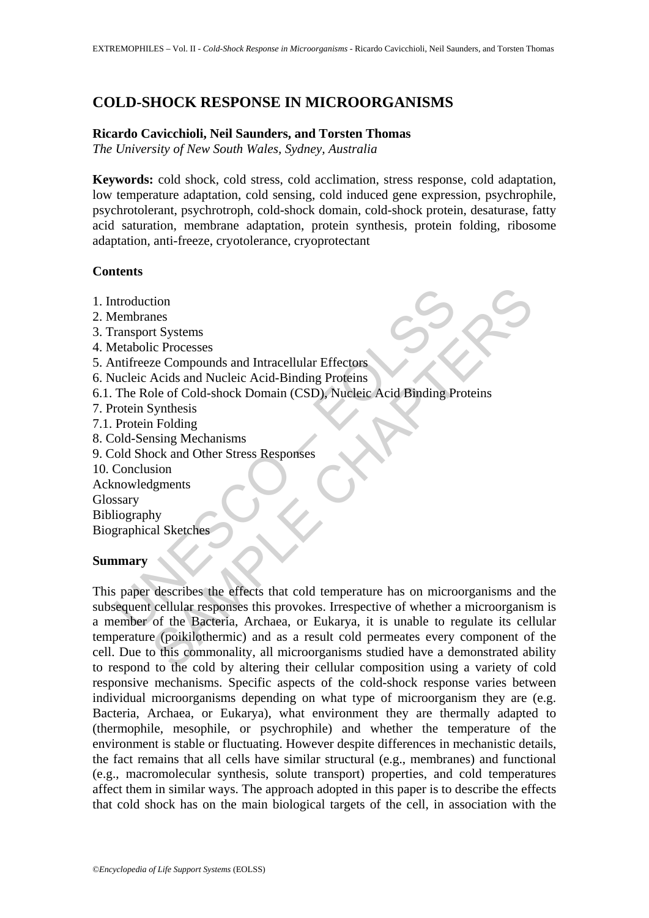# COLD-SHOCK RESPONSE IN MICROORGANISMS

**Ricardo Cavicchioli, Neil Saunders, and Torsten Thomas**

*The University of New South Wales, Sydney, Australia*

**Keywords:** cold shock, cold stress, cold acclimation, stress response, cold adaptation, low temperature adaptation, cold sensing, cold induced gene expression, psychrophile, psychrotolerant, psychrotroph, cold-shock domain, cold-shock protein, desaturase, fatty acid saturation, membrane adaptation, protein synthesis, protein folding, ribosome adaptation, anti-freeze, cryotolerance, cryoprotectant

**Contents**

1. Introduction
2. Membranes
3. Transport Systems
4. Metabolic Processes
5. Antifreeze Compounds and Intracellular Effectors
6. Nucleic Acids and Nucleic Acid-Binding Proteins
6.1. The Role of Cold-shock Domain (CSD), Nucleic Acid Binding Proteins
7. Protein Synthesis
7.1. Protein Folding
8. Cold-Sensing Mechanisms
9. Cold Shock and Other Stress Responses
10. Conclusion

Acknowledgments
Glossary
Bibliography
Biographical Sketches

**Summary**

This paper describes the effects that cold temperature has on microorganisms and the subsequent cellular responses this provokes. Irrespective of whether a microorganism is a member of the Bacteria, Archaea, or Eukarya, it is unable to regulate its cellular temperature (poikilothermic) and as a result cold permeates every component of the cell. Due to this commonality, all microorganisms studied have a demonstrated ability to respond to the cold by altering their cellular composition using a variety of cold responsive mechanisms. Specific aspects of the cold-shock response varies between individual microorganisms depending on what type of microorganism they are (e.g. Bacteria, Archaea, or Eukarya), what environment they are thermally adapted to (thermophile, mesophile, or psychrophile) and whether the temperature of the environment is stable or fluctuating. However despite differences in mechanistic details, the fact remains that all cells have similar structural (e.g., membranes) and functional (e.g., macromolecular synthesis, solute transport) properties, and cold temperatures affect them in similar ways. The approach adopted in this paper is to describe the effects that cold shock has on the main biological targets of the cell, in association with the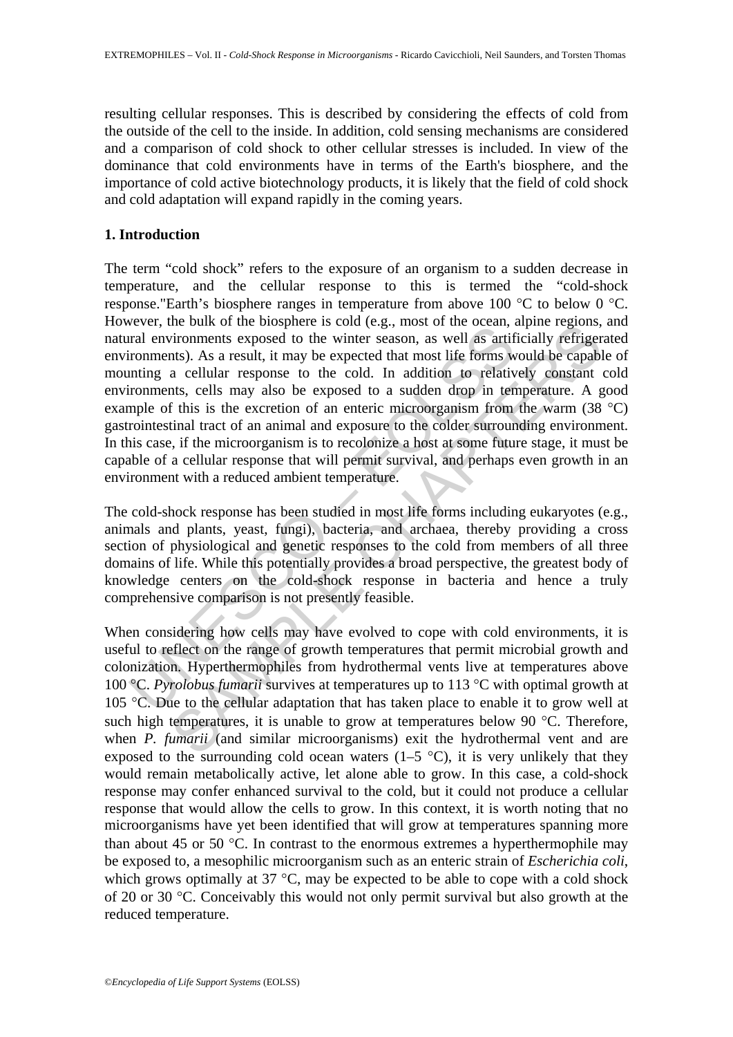resulting cellular responses. This is described by considering the effects of cold from the outside of the cell to the inside. In addition, cold sensing mechanisms are considered and a comparison of cold shock to other cellular stresses is included. In view of the dominance that cold environments have in terms of the Earth's biosphere, and the importance of cold active biotechnology products, it is likely that the field of cold shock and cold adaptation will expand rapidly in the coming years.

## 1. Introduction

The term "cold shock" refers to the exposure of an organism to a sudden decrease in temperature, and the cellular response to this is termed the "cold-shock response."Earth's biosphere ranges in temperature from above 100 °C to below 0 °C. However, the bulk of the biosphere is cold (e.g., most of the ocean, alpine regions, and natural environments exposed to the winter season, as well as artificially refrigerated environments). As a result, it may be expected that most life forms would be capable of mounting a cellular response to the cold. In addition to relatively constant cold environments, cells may also be exposed to a sudden drop in temperature. A good example of this is the excretion of an enteric microorganism from the warm (38 °C) gastrointestinal tract of an animal and exposure to the colder surrounding environment. In this case, if the microorganism is to recolonize a host at some future stage, it must be capable of a cellular response that will permit survival, and perhaps even growth in an environment with a reduced ambient temperature.

The cold-shock response has been studied in most life forms including eukaryotes (e.g., animals and plants, yeast, fungi), bacteria, and archaea, thereby providing a cross section of physiological and genetic responses to the cold from members of all three domains of life. While this potentially provides a broad perspective, the greatest body of knowledge centers on the cold-shock response in bacteria and hence a truly comprehensive comparison is not presently feasible.

When considering how cells may have evolved to cope with cold environments, it is useful to reflect on the range of growth temperatures that permit microbial growth and colonization. Hyperthermophiles from hydrothermal vents live at temperatures above 100 °C. *Pyrolobus fumarii* survives at temperatures up to 113 °C with optimal growth at 105 °C. Due to the cellular adaptation that has taken place to enable it to grow well at such high temperatures, it is unable to grow at temperatures below 90 °C. Therefore, when *P. fumarii* (and similar microorganisms) exit the hydrothermal vent and are exposed to the surrounding cold ocean waters (1–5 °C), it is very unlikely that they would remain metabolically active, let alone able to grow. In this case, a cold-shock response may confer enhanced survival to the cold, but it could not produce a cellular response that would allow the cells to grow. In this context, it is worth noting that no microorganisms have yet been identified that will grow at temperatures spanning more than about 45 or 50 °C. In contrast to the enormous extremes a hyperthermophile may be exposed to, a mesophilic microorganism such as an enteric strain of *Escherichia coli*, which grows optimally at 37 °C, may be expected to be able to cope with a cold shock of 20 or 30 °C. Conceivably this would not only permit survival but also growth at the reduced temperature.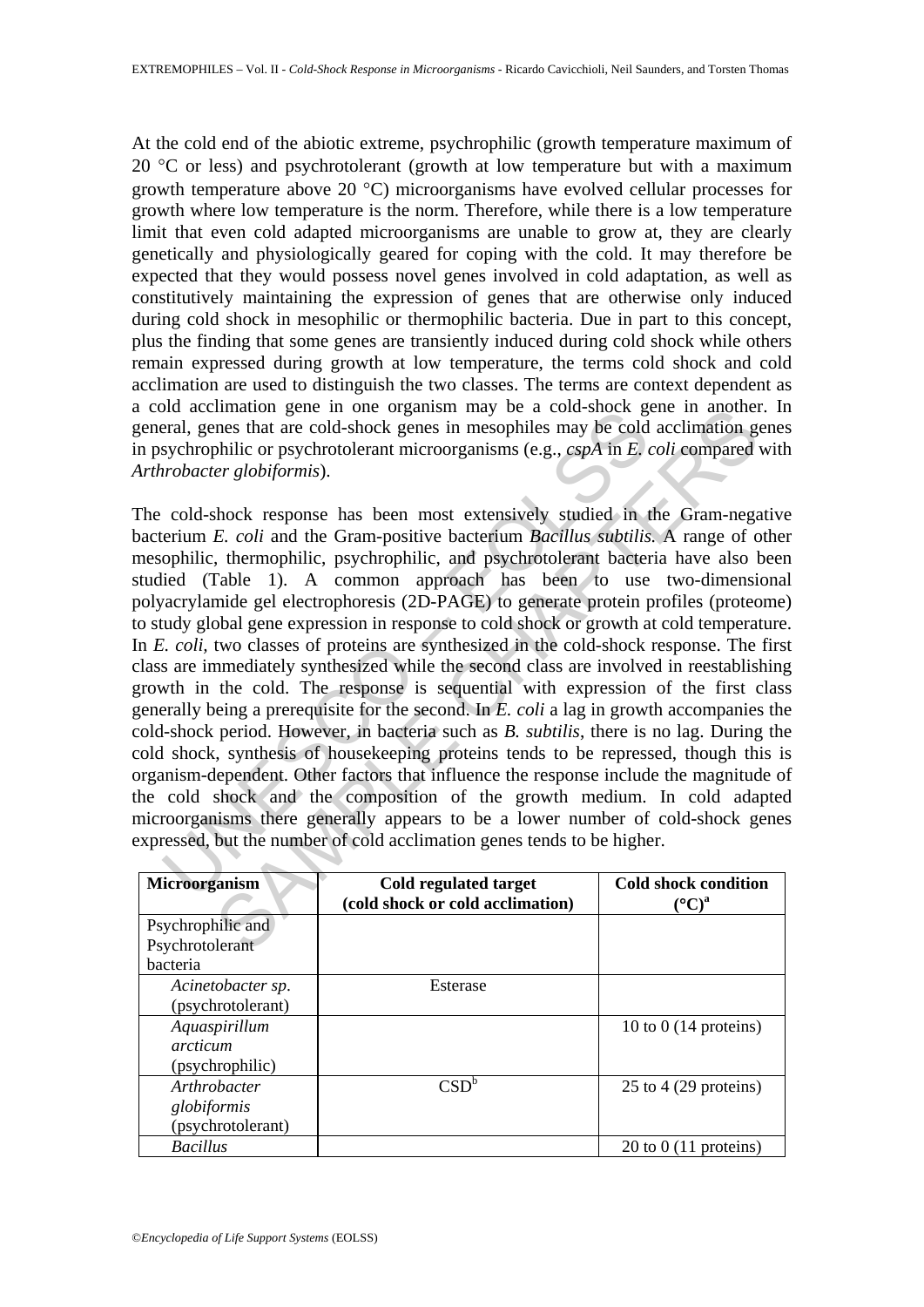At the cold end of the abiotic extreme, psychrophilic (growth temperature maximum of 20 °C or less) and psychrotolerant (growth at low temperature but with a maximum growth temperature above 20 °C) microorganisms have evolved cellular processes for growth where low temperature is the norm. Therefore, while there is a low temperature limit that even cold adapted microorganisms are unable to grow at, they are clearly genetically and physiologically geared for coping with the cold. It may therefore be expected that they would possess novel genes involved in cold adaptation, as well as constitutively maintaining the expression of genes that are otherwise only induced during cold shock in mesophilic or thermophilic bacteria. Due in part to this concept, plus the finding that some genes are transiently induced during cold shock while others remain expressed during growth at low temperature, the terms cold shock and cold acclimation are used to distinguish the two classes. The terms are context dependent as a cold acclimation gene in one organism may be a cold-shock gene in another. In general, genes that are cold-shock genes in mesophiles may be cold acclimation genes in psychrophilic or psychrotolerant microorganisms (e.g., *cspA* in *E. coli* compared with *Arthrobacter globiformis*).

The cold-shock response has been most extensively studied in the Gram-negative bacterium *E. coli* and the Gram-positive bacterium *Bacillus subtilis*. A range of other mesophilic, thermophilic, psychrophilic, and psychrotolerant bacteria have also been studied (Table 1). A common approach has been to use two-dimensional polyacrylamide gel electrophoresis (2D-PAGE) to generate protein profiles (proteome) to study global gene expression in response to cold shock or growth at cold temperature. In *E. coli*, two classes of proteins are synthesized in the cold-shock response. The first class are immediately synthesized while the second class are involved in reestablishing growth in the cold. The response is sequential with expression of the first class generally being a prerequisite for the second. In *E. coli* a lag in growth accompanies the cold-shock period. However, in bacteria such as *B. subtilis*, there is no lag. During the cold shock, synthesis of housekeeping proteins tends to be repressed, though this is organism-dependent. Other factors that influence the response include the magnitude of the cold shock and the composition of the growth medium. In cold adapted microorganisms there generally appears to be a lower number of cold-shock genes expressed, but the number of cold acclimation genes tends to be higher.

| **Microorganism** | **Cold regulated target (cold shock or cold acclimation)** | **Cold shock condition (°C)[a]** |
|---|---|---|
| Psychrophilic and Psychrotolerant bacteria | | |
| *Acinetobacter sp.* (psychrotolerant) | Esterase | |
| *Aquaspirillum arcticum* (psychrophilic) | | 10 to 0 (14 proteins) |
| *Arthrobacter globiformis* (psychrotolerant) | CSD[b] | 25 to 4 (29 proteins) |
| *Bacillus* | | 20 to 0 (11 proteins) |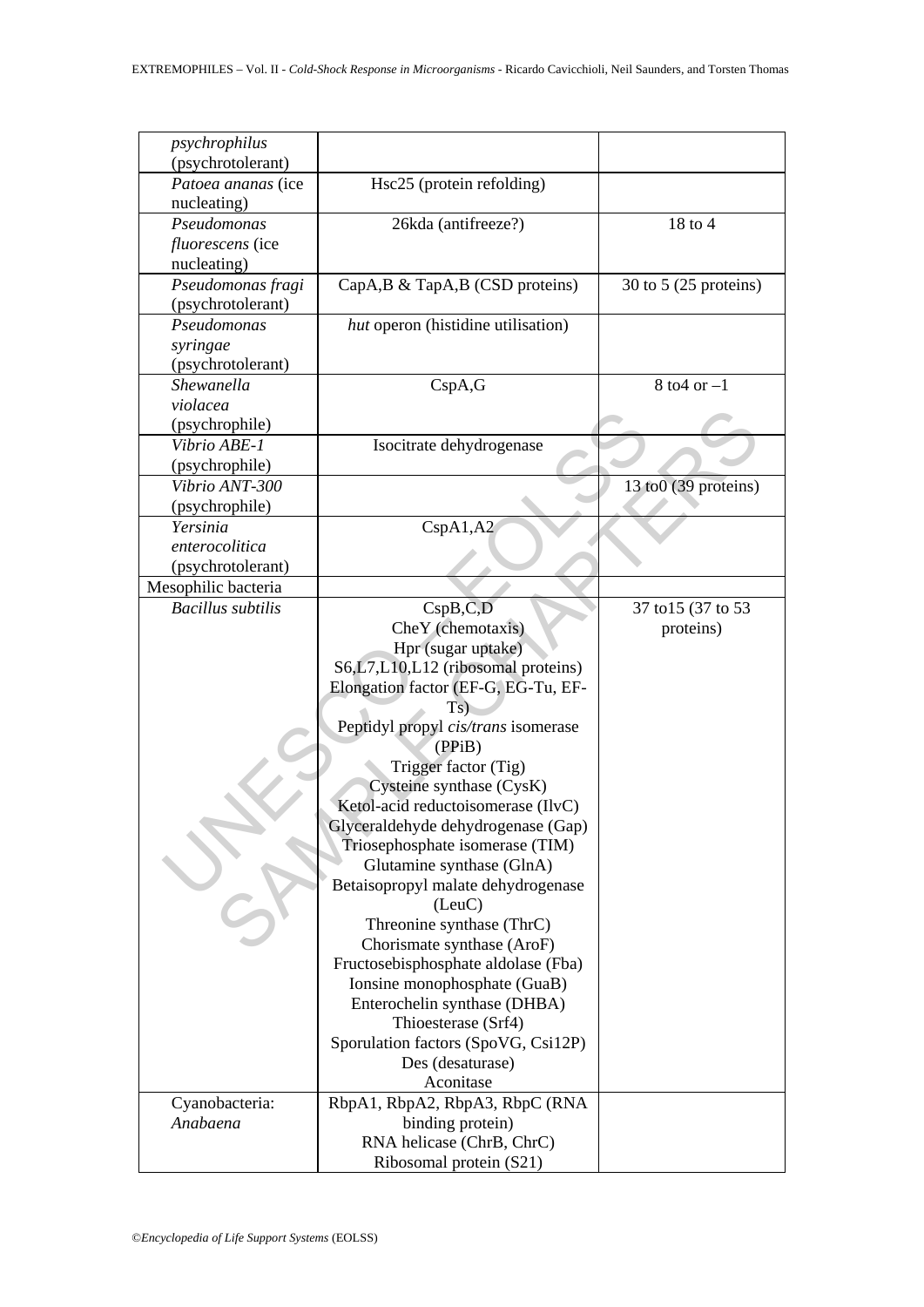| | | |
|---|---|---|
| *psychrophilus* (psychrotolerant) | | |
| *Patoea ananas* (ice nucleating) | Hsc25 (protein refolding) | |
| *Pseudomonas fluorescens* (ice nucleating) | 26kda (antifreeze?) | 18 to 4 |
| *Pseudomonas fragi* (psychrotolerant) | CapA,B & TapA,B (CSD proteins) | 30 to 5 (25 proteins) |
| *Pseudomonas syringae* (psychrotolerant) | *hut* operon (histidine utilisation) | |
| *Shewanella violacea* (psychrophile) | CspA,G | 8 to4 or –1 |
| *Vibrio ABE-1* (psychrophile) | Isocitrate dehydrogenase | |
| *Vibrio ANT-300* (psychrophile) | | 13 to0 (39 proteins) |
| *Yersinia enterocolitica* (psychrotolerant) | CspA1,A2 | |
| Mesophilic bacteria | | |
| *Bacillus subtilis* | CspB,C,D<br>CheY (chemotaxis)<br>Hpr (sugar uptake)<br>S6,L7,L10,L12 (ribosomal proteins)<br>Elongation factor (EF-G, EG-Tu, EF-Ts)<br>Peptidyl propyl *cis/trans* isomerase (PPiB)<br>Trigger factor (Tig)<br>Cysteine synthase (CysK)<br>Ketol-acid reductoisomerase (IlvC)<br>Glyceraldehyde dehydrogenase (Gap)<br>Triosephosphate isomerase (TIM)<br>Glutamine synthase (GlnA)<br>Betaisopropyl malate dehydrogenase (LeuC)<br>Threonine synthase (ThrC)<br>Chorismate synthase (AroF)<br>Fructosebisphosphate aldolase (Fba)<br>Ionsine monophosphate (GuaB)<br>Enterochelin synthase (DHBA)<br>Thioesterase (Srf4)<br>Sporulation factors (SpoVG, Csi12P)<br>Des (desaturase)<br>Aconitase | 37 to15 (37 to 53 proteins) |
| Cyanobacteria: *Anabaena* | RbpA1, RbpA2, RbpA3, RbpC (RNA binding protein)<br>RNA helicase (ChrB, ChrC)<br>Ribosomal protein (S21) | |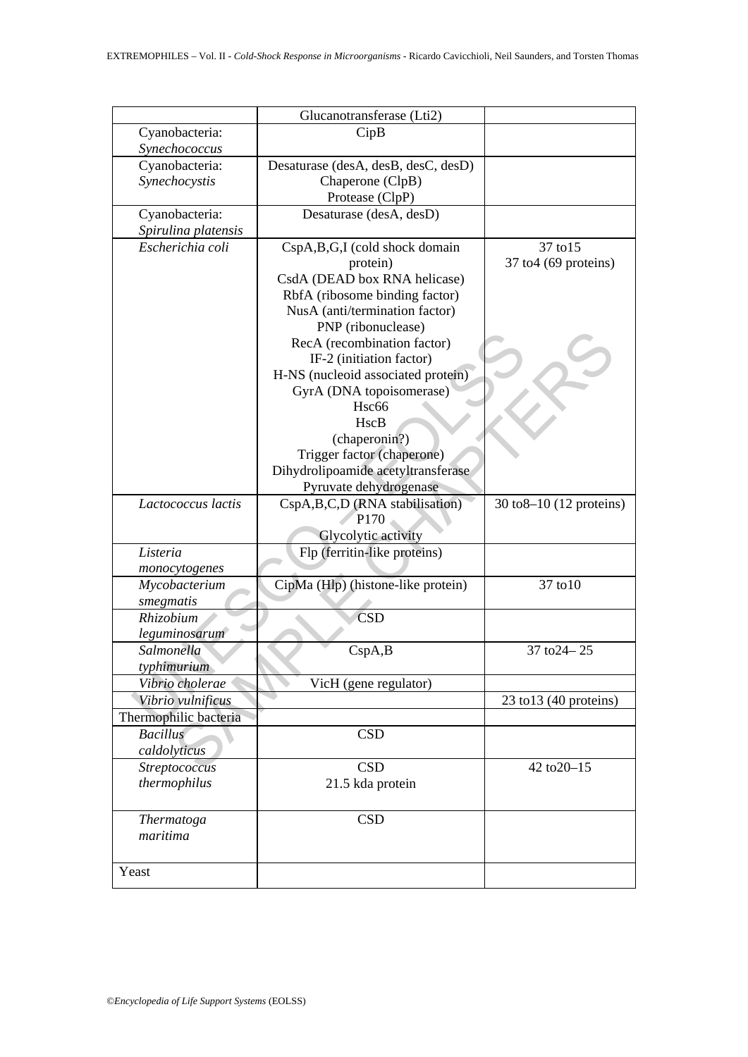| | | |
|---|---|---|
| | Glucanotransferase (Lti2) | |
| Cyanobacteria: *Synechococcus* | CipB | |
| Cyanobacteria: *Synechocystis* | Desaturase (desA, desB, desC, desD)<br>Chaperone (ClpB)<br>Protease (ClpP) | |
| Cyanobacteria: *Spirulina platensis* | Desaturase (desA, desD) | |
| *Escherichia coli* | CspA,B,G,I (cold shock domain protein)<br>CsdA (DEAD box RNA helicase)<br>RbfA (ribosome binding factor)<br>NusA (anti/termination factor)<br>PNP (ribonuclease)<br>RecA (recombination factor)<br>IF-2 (initiation factor)<br>H-NS (nucleoid associated protein)<br>GyrA (DNA topoisomerase)<br>Hsc66<br>HscB<br>(chaperonin?)<br>Trigger factor (chaperone)<br>Dihydrolipoamide acetyltransferase<br>Pyruvate dehydrogenase | 37 to15<br>37 to4 (69 proteins) |
| *Lactococcus lactis* | CspA,B,C,D (RNA stabilisation)<br>P170<br>Glycolytic activity | 30 to8–10 (12 proteins) |
| *Listeria monocytogenes* | Flp (ferritin-like proteins) | |
| *Mycobacterium smegmatis* | CipMa (Hlp) (histone-like protein) | 37 to10 |
| *Rhizobium leguminosarum* | CSD | |
| *Salmonella typhimurium* | CspA,B | 37 to24– 25 |
| *Vibrio cholerae* | VicH (gene regulator) | |
| *Vibrio vulnificus* | | 23 to13 (40 proteins) |
| Thermophilic bacteria | | |
| *Bacillus caldolyticus* | CSD | |
| *Streptococcus thermophilus* | CSD<br>21.5 kda protein | 42 to20–15 |
| *Thermatoga maritima* | CSD | |
| Yeast | | |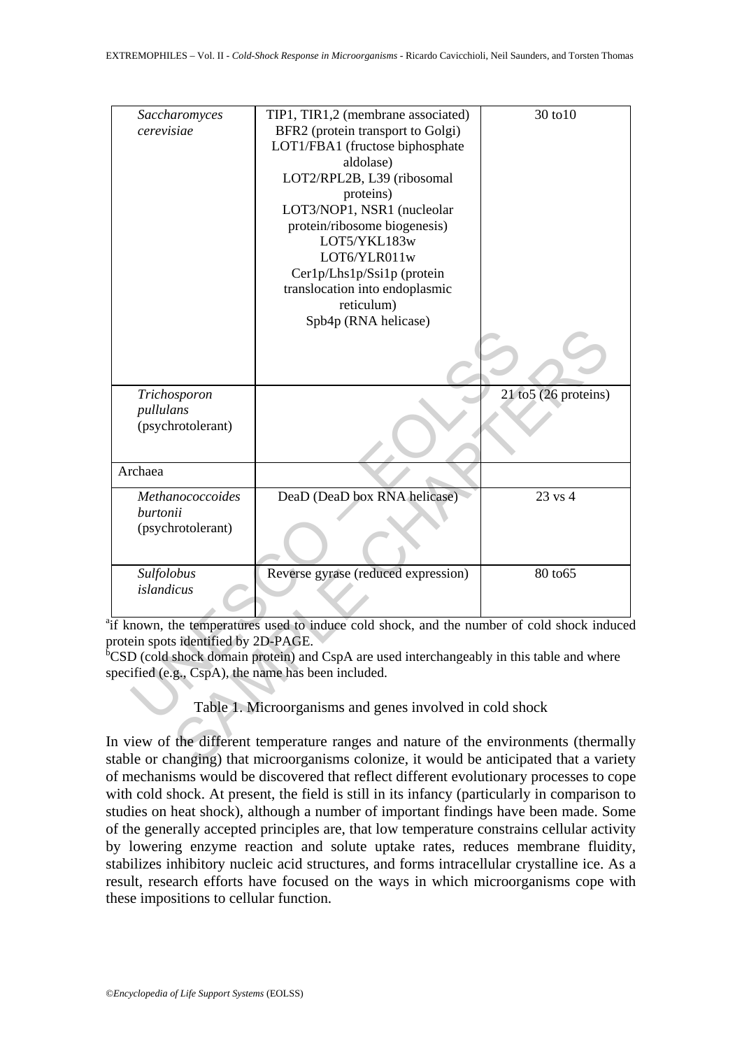| | | |
|---|---|---|
| *Saccharomyces cerevisiae* | TIP1, TIR1,2 (membrane associated)<br>BFR2 (protein transport to Golgi)<br>LOT1/FBA1 (fructose biphosphate aldolase)<br>LOT2/RPL2B, L39 (ribosomal proteins)<br>LOT3/NOP1, NSR1 (nucleolar protein/ribosome biogenesis)<br>LOT5/YKL183w<br>LOT6/YLR011w<br>Cer1p/Lhs1p/Ssi1p (protein translocation into endoplasmic reticulum)<br>Spb4p (RNA helicase) | 30 to10 |
| *Trichosporon pullulans* (psychrotolerant) | | 21 to5 (26 proteins) |
| Archaea | | |
| *Methanococcoides burtonii* (psychrotolerant) | DeaD (DeaD box RNA helicase) | 23 vs 4 |
| *Sulfolobus islandicus* | Reverse gyrase (reduced expression) | 80 to65 |

[a]if known, the temperatures used to induce cold shock, and the number of cold shock induced protein spots identified by 2D-PAGE.
[b]CSD (cold shock domain protein) and CspA are used interchangeably in this table and where specified (e.g., CspA), the name has been included.

Table 1. Microorganisms and genes involved in cold shock

In view of the different temperature ranges and nature of the environments (thermally stable or changing) that microorganisms colonize, it would be anticipated that a variety of mechanisms would be discovered that reflect different evolutionary processes to cope with cold shock. At present, the field is still in its infancy (particularly in comparison to studies on heat shock), although a number of important findings have been made. Some of the generally accepted principles are, that low temperature constrains cellular activity by lowering enzyme reaction and solute uptake rates, reduces membrane fluidity, stabilizes inhibitory nucleic acid structures, and forms intracellular crystalline ice. As a result, research efforts have focused on the ways in which microorganisms cope with these impositions to cellular function.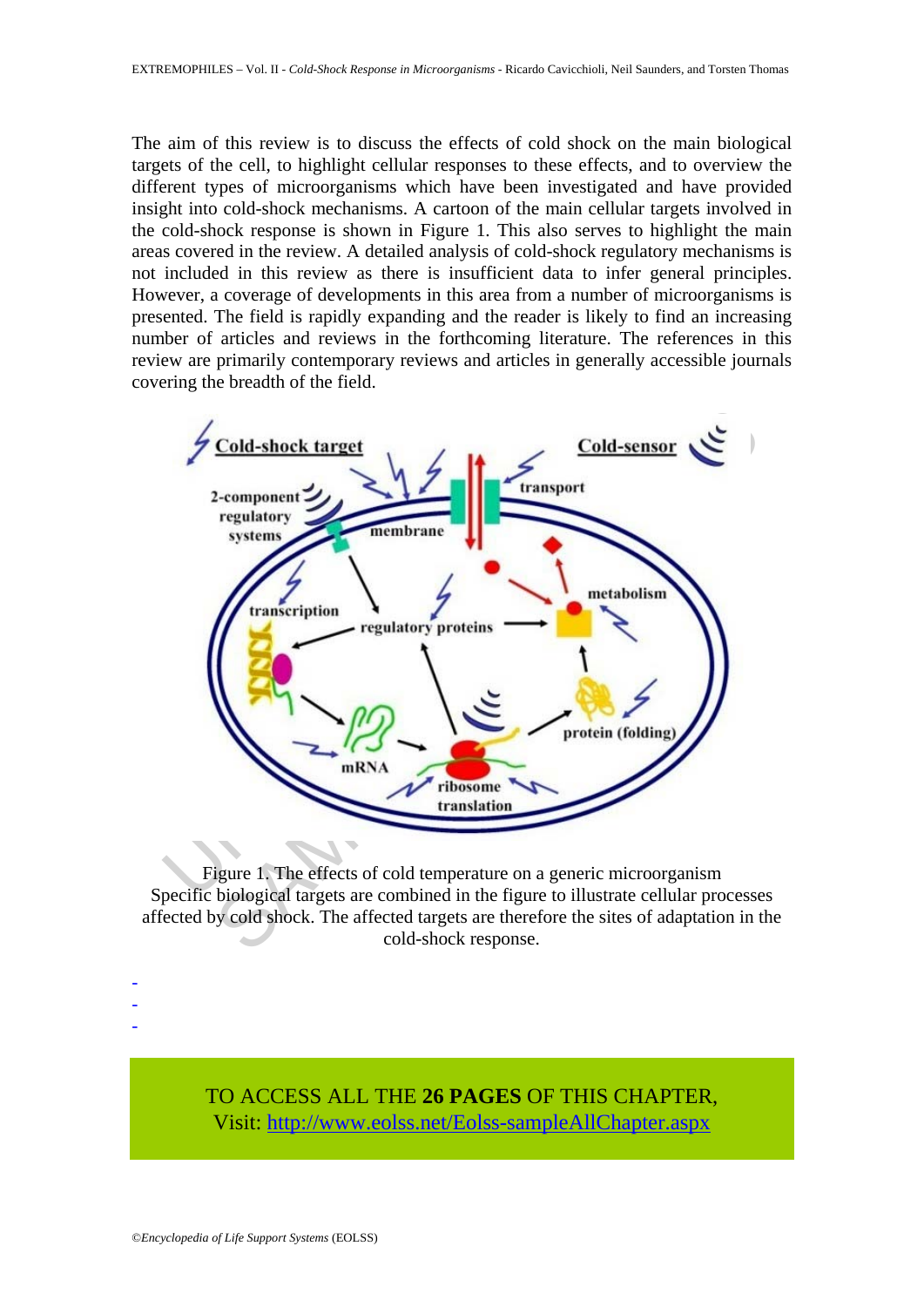The aim of this review is to discuss the effects of cold shock on the main biological targets of the cell, to highlight cellular responses to these effects, and to overview the different types of microorganisms which have been investigated and have provided insight into cold-shock mechanisms. A cartoon of the main cellular targets involved in the cold-shock response is shown in Figure 1. This also serves to highlight the main areas covered in the review. A detailed analysis of cold-shock regulatory mechanisms is not included in this review as there is insufficient data to infer general principles. However, a coverage of developments in this area from a number of microorganisms is presented. The field is rapidly expanding and the reader is likely to find an increasing number of articles and reviews in the forthcoming literature. The references in this review are primarily contemporary reviews and articles in generally accessible journals covering the breadth of the field.

Figure 1. The effects of cold temperature on a generic microorganism
Specific biological targets are combined in the figure to illustrate cellular processes affected by cold shock. The affected targets are therefore the sites of adaptation in the cold-shock response.

-
-
-

TO ACCESS ALL THE **26 PAGES** OF THIS CHAPTER,
Visit: http://www.eolss.net/Eolss-sampleAllChapter.aspx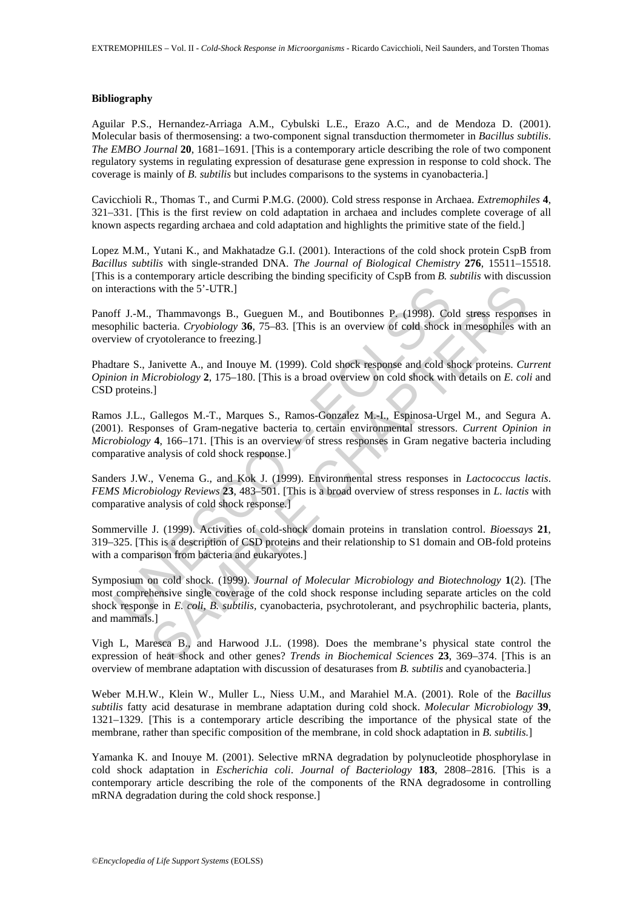### Bibliography

Aguilar P.S., Hernandez-Arriaga A.M., Cybulski L.E., Erazo A.C., and de Mendoza D. (2001). Molecular basis of thermosensing: a two-component signal transduction thermometer in *Bacillus subtilis*. *The EMBO Journal* **20**, 1681–1691. [This is a contemporary article describing the role of two component regulatory systems in regulating expression of desaturase gene expression in response to cold shock. The coverage is mainly of *B. subtilis* but includes comparisons to the systems in cyanobacteria.]

Cavicchioli R., Thomas T., and Curmi P.M.G. (2000). Cold stress response in Archaea. *Extremophiles* **4**, 321–331. [This is the first review on cold adaptation in archaea and includes complete coverage of all known aspects regarding archaea and cold adaptation and highlights the primitive state of the field.]

Lopez M.M., Yutani K., and Makhatadze G.I. (2001). Interactions of the cold shock protein CspB from *Bacillus subtilis* with single-stranded DNA. *The Journal of Biological Chemistry* **276**, 15511–15518. [This is a contemporary article describing the binding specificity of CspB from *B. subtilis* with discussion on interactions with the 5'-UTR.]

Panoff J.-M., Thammavongs B., Gueguen M., and Boutibonnes P. (1998). Cold stress responses in mesophilic bacteria. *Cryobiology* **36**, 75–83. [This is an overview of cold shock in mesophiles with an overview of cryotolerance to freezing.]

Phadtare S., Janivette A., and Inouye M. (1999). Cold shock response and cold shock proteins. *Current Opinion in Microbiology* **2**, 175–180. [This is a broad overview on cold shock with details on *E. coli* and CSD proteins.]

Ramos J.L., Gallegos M.-T., Marques S., Ramos-Gonzalez M.-I., Espinosa-Urgel M., and Segura A. (2001). Responses of Gram-negative bacteria to certain environmental stressors. *Current Opinion in Microbiology* **4**, 166–171. [This is an overview of stress responses in Gram negative bacteria including comparative analysis of cold shock response.]

Sanders J.W., Venema G., and Kok J. (1999). Environmental stress responses in *Lactococcus lactis*. *FEMS Microbiology Reviews* **23**, 483–501. [This is a broad overview of stress responses in *L. lactis* with comparative analysis of cold shock response.]

Sommerville J. (1999). Activities of cold-shock domain proteins in translation control. *Bioessays* **21**, 319–325. [This is a description of CSD proteins and their relationship to S1 domain and OB-fold proteins with a comparison from bacteria and eukaryotes.]

Symposium on cold shock. (1999). *Journal of Molecular Microbiology and Biotechnology* **1**(2). [The most comprehensive single coverage of the cold shock response including separate articles on the cold shock response in *E. coli*, *B. subtilis*, cyanobacteria, psychrotolerant, and psychrophilic bacteria, plants, and mammals.]

Vigh L, Maresca B., and Harwood J.L. (1998). Does the membrane's physical state control the expression of heat shock and other genes? *Trends in Biochemical Sciences* **23**, 369–374. [This is an overview of membrane adaptation with discussion of desaturases from *B. subtilis* and cyanobacteria.]

Weber M.H.W., Klein W., Muller L., Niess U.M., and Marahiel M.A. (2001). Role of the *Bacillus subtilis* fatty acid desaturase in membrane adaptation during cold shock. *Molecular Microbiology* **39**, 1321–1329. [This is a contemporary article describing the importance of the physical state of the membrane, rather than specific composition of the membrane, in cold shock adaptation in *B. subtilis*.]

Yamanka K. and Inouye M. (2001). Selective mRNA degradation by polynucleotide phosphorylase in cold shock adaptation in *Escherichia coli*. *Journal of Bacteriology* **183**, 2808–2816. [This is a contemporary article describing the role of the components of the RNA degradosome in controlling mRNA degradation during the cold shock response.]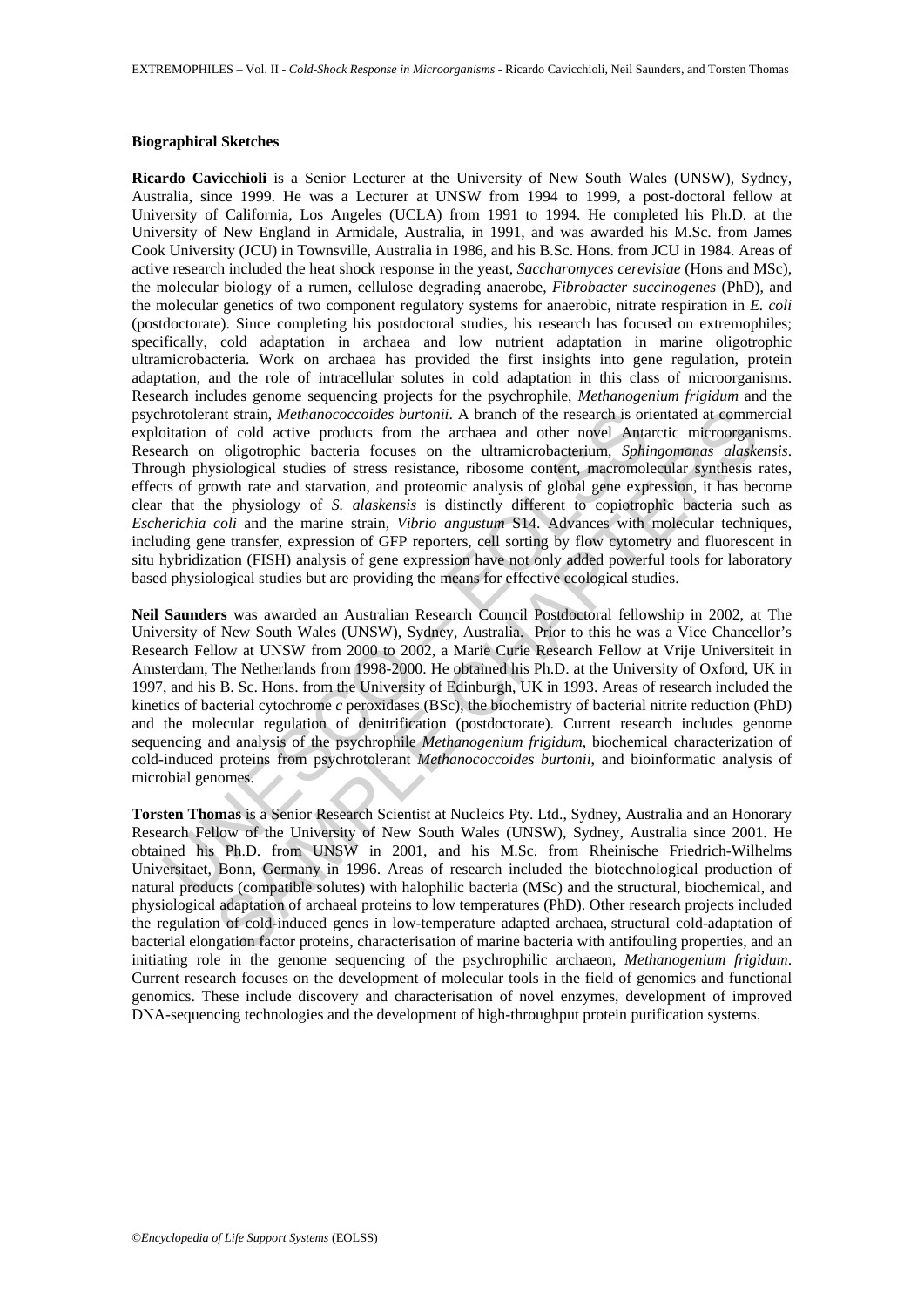**Biographical Sketches**

**Ricardo Cavicchioli** is a Senior Lecturer at the University of New South Wales (UNSW), Sydney, Australia, since 1999. He was a Lecturer at UNSW from 1994 to 1999, a post-doctoral fellow at University of California, Los Angeles (UCLA) from 1991 to 1994. He completed his Ph.D. at the University of New England in Armidale, Australia, in 1991, and was awarded his M.Sc. from James Cook University (JCU) in Townsville, Australia in 1986, and his B.Sc. Hons. from JCU in 1984. Areas of active research included the heat shock response in the yeast, *Saccharomyces cerevisiae* (Hons and MSc), the molecular biology of a rumen, cellulose degrading anaerobe, *Fibrobacter succinogenes* (PhD), and the molecular genetics of two component regulatory systems for anaerobic, nitrate respiration in *E. coli* (postdoctorate). Since completing his postdoctoral studies, his research has focused on extremophiles; specifically, cold adaptation in archaea and low nutrient adaptation in marine oligotrophic ultramicrobacteria. Work on archaea has provided the first insights into gene regulation, protein adaptation, and the role of intracellular solutes in cold adaptation in this class of microorganisms. Research includes genome sequencing projects for the psychrophile, *Methanogenium frigidum* and the psychrotolerant strain, *Methanococcoides burtonii*. A branch of the research is orientated at commercial exploitation of cold active products from the archaea and other novel Antarctic microorganisms. Research on oligotrophic bacteria focuses on the ultramicrobacterium, *Sphingomonas alaskensis*. Through physiological studies of stress resistance, ribosome content, macromolecular synthesis rates, effects of growth rate and starvation, and proteomic analysis of global gene expression, it has become clear that the physiology of *S. alaskensis* is distinctly different to copiotrophic bacteria such as *Escherichia coli* and the marine strain, *Vibrio angustum* S14. Advances with molecular techniques, including gene transfer, expression of GFP reporters, cell sorting by flow cytometry and fluorescent in situ hybridization (FISH) analysis of gene expression have not only added powerful tools for laboratory based physiological studies but are providing the means for effective ecological studies.

**Neil Saunders** was awarded an Australian Research Council Postdoctoral fellowship in 2002, at The University of New South Wales (UNSW), Sydney, Australia. Prior to this he was a Vice Chancellor's Research Fellow at UNSW from 2000 to 2002, a Marie Curie Research Fellow at Vrije Universiteit in Amsterdam, The Netherlands from 1998-2000. He obtained his Ph.D. at the University of Oxford, UK in 1997, and his B. Sc. Hons. from the University of Edinburgh, UK in 1993. Areas of research included the kinetics of bacterial cytochrome *c* peroxidases (BSc), the biochemistry of bacterial nitrite reduction (PhD) and the molecular regulation of denitrification (postdoctorate). Current research includes genome sequencing and analysis of the psychrophile *Methanogenium frigidum*, biochemical characterization of cold-induced proteins from psychrotolerant *Methanococcoides burtonii*, and bioinformatic analysis of microbial genomes.

**Torsten Thomas** is a Senior Research Scientist at Nucleics Pty. Ltd., Sydney, Australia and an Honorary Research Fellow of the University of New South Wales (UNSW), Sydney, Australia since 2001. He obtained his Ph.D. from UNSW in 2001, and his M.Sc. from Rheinische Friedrich-Wilhelms Universitaet, Bonn, Germany in 1996. Areas of research included the biotechnological production of natural products (compatible solutes) with halophilic bacteria (MSc) and the structural, biochemical, and physiological adaptation of archaeal proteins to low temperatures (PhD). Other research projects included the regulation of cold-induced genes in low-temperature adapted archaea, structural cold-adaptation of bacterial elongation factor proteins, characterisation of marine bacteria with antifouling properties, and an initiating role in the genome sequencing of the psychrophilic archaeon, *Methanogenium frigidum*. Current research focuses on the development of molecular tools in the field of genomics and functional genomics. These include discovery and characterisation of novel enzymes, development of improved DNA-sequencing technologies and the development of high-throughput protein purification systems.